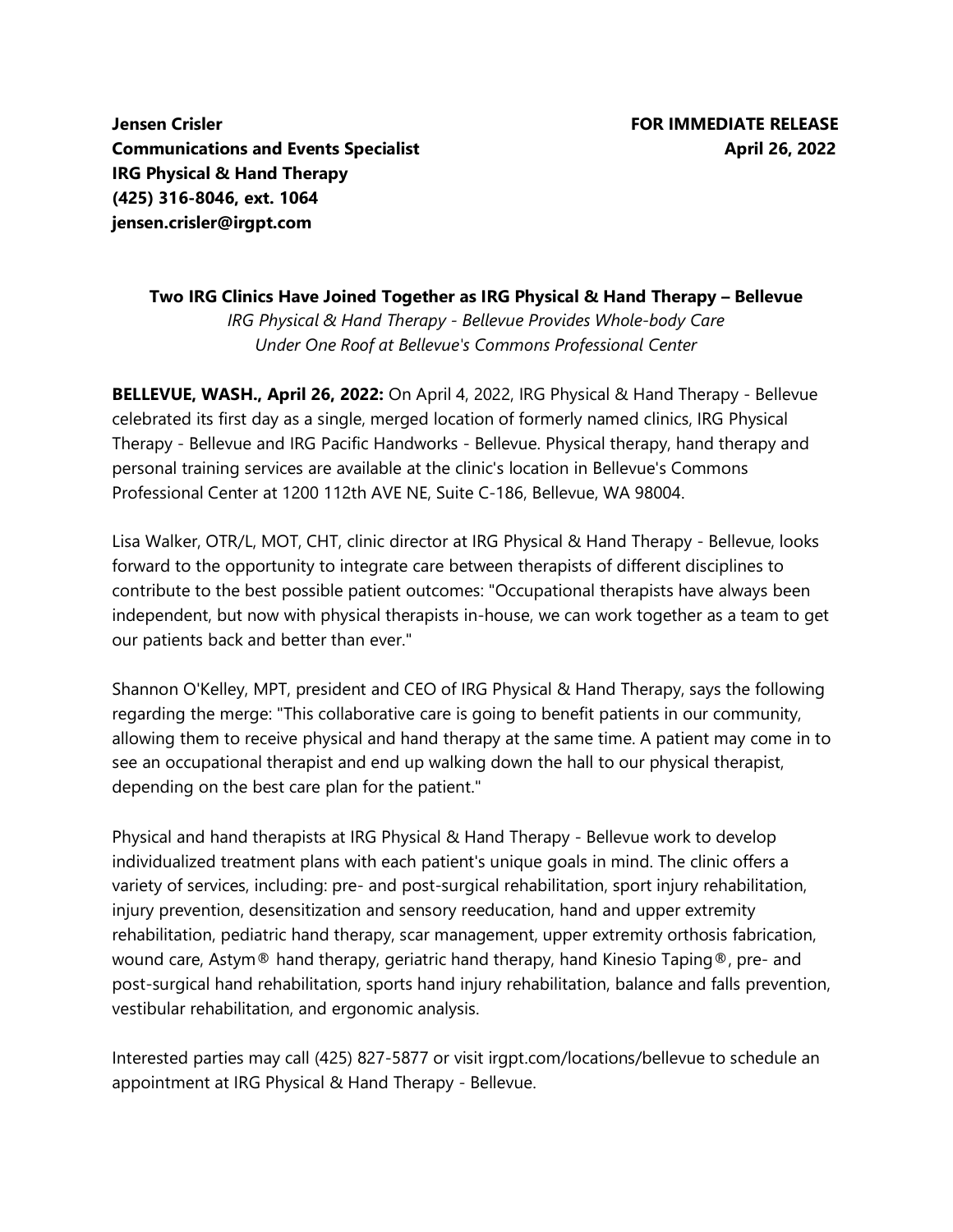**Jensen Crisler**
**Communications and Events Specialist**
**IRG Physical & Hand Therapy**
**(425) 316-8046, ext. 1064**
**jensen.crisler@irgpt.com**

**FOR IMMEDIATE RELEASE**
**April 26, 2022**

**Two IRG Clinics Have Joined Together as IRG Physical & Hand Therapy – Bellevue**

*IRG Physical & Hand Therapy - Bellevue Provides Whole-body Care Under One Roof at Bellevue's Commons Professional Center*

**BELLEVUE, WASH., April 26, 2022:** On April 4, 2022, IRG Physical & Hand Therapy - Bellevue celebrated its first day as a single, merged location of formerly named clinics, IRG Physical Therapy - Bellevue and IRG Pacific Handworks - Bellevue. Physical therapy, hand therapy and personal training services are available at the clinic's location in Bellevue's Commons Professional Center at 1200 112th AVE NE, Suite C-186, Bellevue, WA 98004.

Lisa Walker, OTR/L, MOT, CHT, clinic director at IRG Physical & Hand Therapy - Bellevue, looks forward to the opportunity to integrate care between therapists of different disciplines to contribute to the best possible patient outcomes: "Occupational therapists have always been independent, but now with physical therapists in-house, we can work together as a team to get our patients back and better than ever."

Shannon O'Kelley, MPT, president and CEO of IRG Physical & Hand Therapy, says the following regarding the merge: "This collaborative care is going to benefit patients in our community, allowing them to receive physical and hand therapy at the same time. A patient may come in to see an occupational therapist and end up walking down the hall to our physical therapist, depending on the best care plan for the patient."

Physical and hand therapists at IRG Physical & Hand Therapy - Bellevue work to develop individualized treatment plans with each patient's unique goals in mind. The clinic offers a variety of services, including: pre- and post-surgical rehabilitation, sport injury rehabilitation, injury prevention, desensitization and sensory reeducation, hand and upper extremity rehabilitation, pediatric hand therapy, scar management, upper extremity orthosis fabrication, wound care, Astym® hand therapy, geriatric hand therapy, hand Kinesio Taping®, pre- and post-surgical hand rehabilitation, sports hand injury rehabilitation, balance and falls prevention, vestibular rehabilitation, and ergonomic analysis.

Interested parties may call (425) 827-5877 or visit irgpt.com/locations/bellevue to schedule an appointment at IRG Physical & Hand Therapy - Bellevue.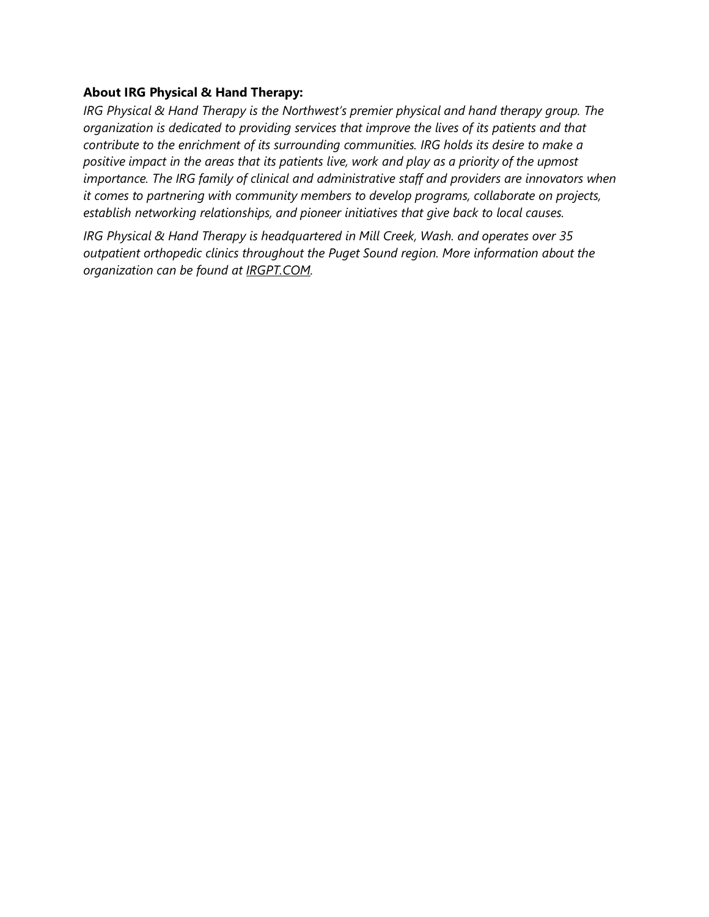**About IRG Physical & Hand Therapy:**

*IRG Physical & Hand Therapy is the Northwest's premier physical and hand therapy group. The organization is dedicated to providing services that improve the lives of its patients and that contribute to the enrichment of its surrounding communities. IRG holds its desire to make a positive impact in the areas that its patients live, work and play as a priority of the upmost importance. The IRG family of clinical and administrative staff and providers are innovators when it comes to partnering with community members to develop programs, collaborate on projects, establish networking relationships, and pioneer initiatives that give back to local causes.*

*IRG Physical & Hand Therapy is headquartered in Mill Creek, Wash. and operates over 35 outpatient orthopedic clinics throughout the Puget Sound region. More information about the organization can be found at IRGPT.COM.*